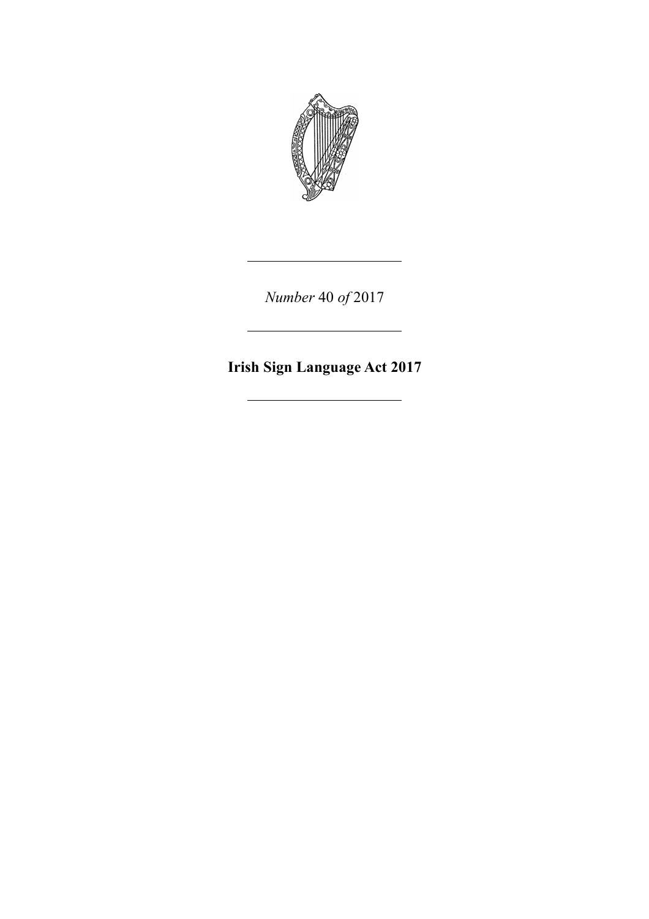*Number* 40 *of* 2017

---

**Irish Sign Language Act 2017**

---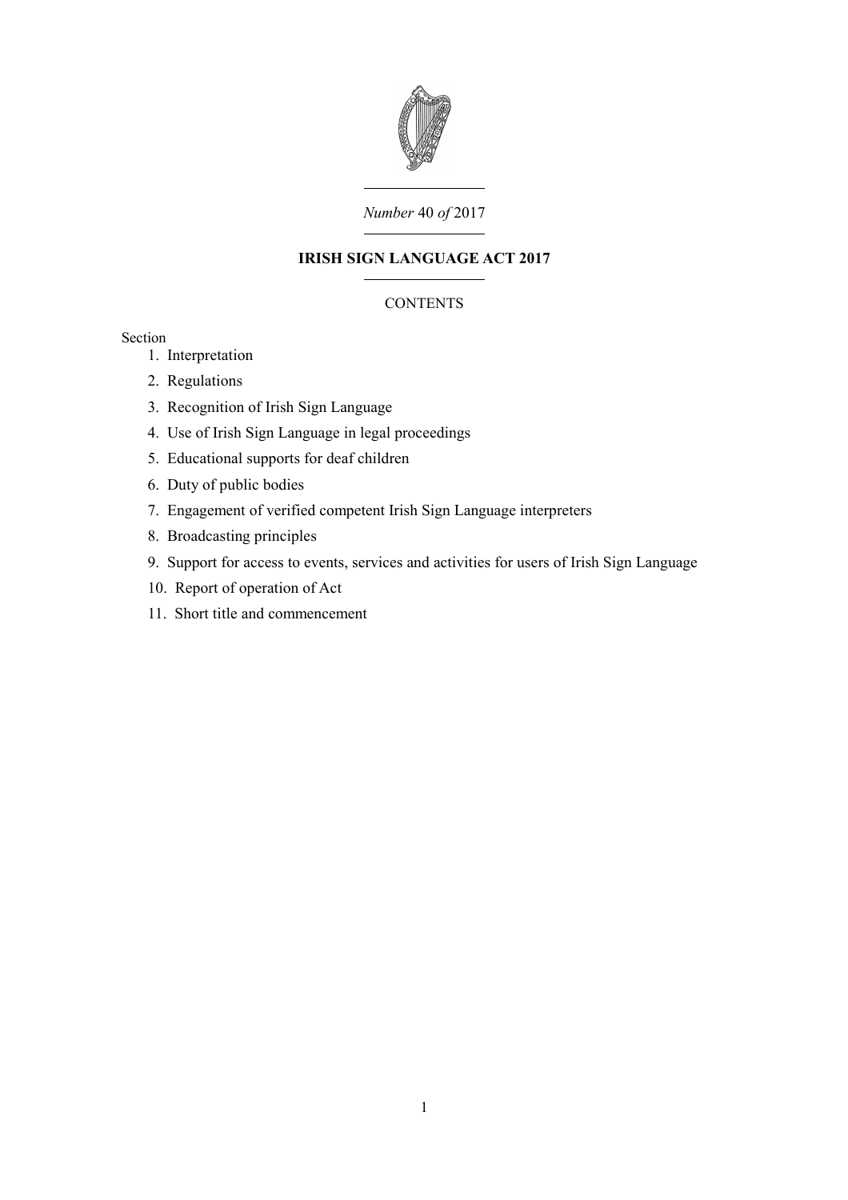*Number* 40 *of* 2017

# IRISH SIGN LANGUAGE ACT 2017

CONTENTS

Section

1. Interpretation
2. Regulations
3. Recognition of Irish Sign Language
4. Use of Irish Sign Language in legal proceedings
5. Educational supports for deaf children
6. Duty of public bodies
7. Engagement of verified competent Irish Sign Language interpreters
8. Broadcasting principles
9. Support for access to events, services and activities for users of Irish Sign Language
10. Report of operation of Act
11. Short title and commencement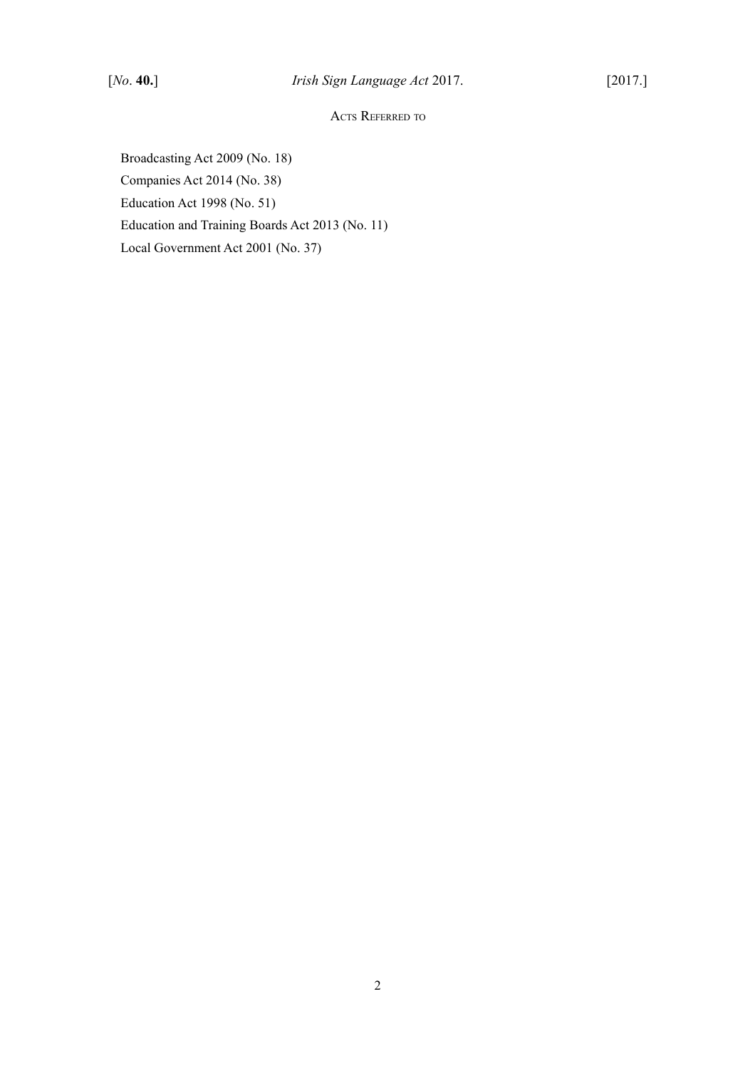## Acts Referred to

Broadcasting Act 2009 (No. 18)

Companies Act 2014 (No. 38)

Education Act 1998 (No. 51)

Education and Training Boards Act 2013 (No. 11)

Local Government Act 2001 (No. 37)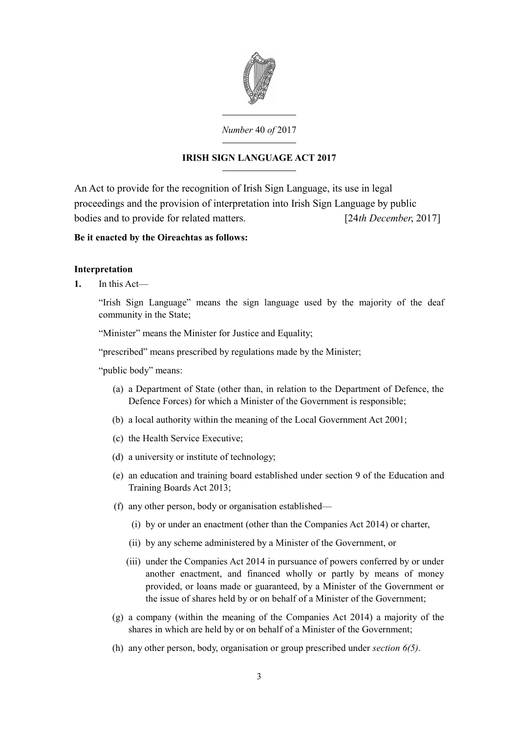*Number* 40 *of* 2017

**IRISH SIGN LANGUAGE ACT 2017**

An Act to provide for the recognition of Irish Sign Language, its use in legal proceedings and the provision of interpretation into Irish Sign Language by public bodies and to provide for related matters. [24*th December*, 2017]

**Be it enacted by the Oireachtas as follows:**

**Interpretation**

**1.** In this Act—

"Irish Sign Language" means the sign language used by the majority of the deaf community in the State;

"Minister" means the Minister for Justice and Equality;

"prescribed" means prescribed by regulations made by the Minister;

"public body" means:

(a) a Department of State (other than, in relation to the Department of Defence, the Defence Forces) for which a Minister of the Government is responsible;

(b) a local authority within the meaning of the Local Government Act 2001;

(c) the Health Service Executive;

(d) a university or institute of technology;

(e) an education and training board established under section 9 of the Education and Training Boards Act 2013;

(f) any other person, body or organisation established—

(i) by or under an enactment (other than the Companies Act 2014) or charter,

(ii) by any scheme administered by a Minister of the Government, or

(iii) under the Companies Act 2014 in pursuance of powers conferred by or under another enactment, and financed wholly or partly by means of money provided, or loans made or guaranteed, by a Minister of the Government or the issue of shares held by or on behalf of a Minister of the Government;

(g) a company (within the meaning of the Companies Act 2014) a majority of the shares in which are held by or on behalf of a Minister of the Government;

(h) any other person, body, organisation or group prescribed under *section 6(5)*.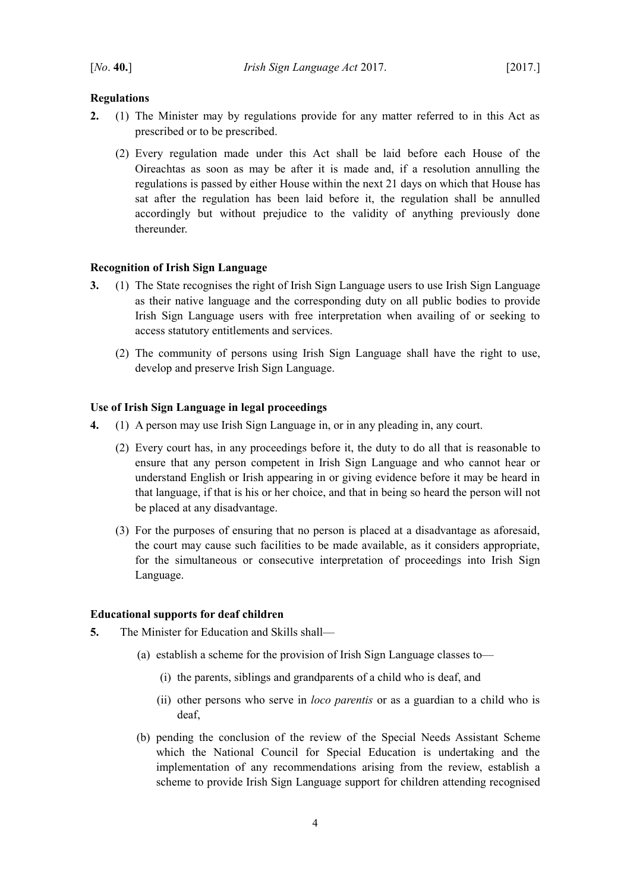**Regulations**

**2.** (1) The Minister may by regulations provide for any matter referred to in this Act as prescribed or to be prescribed.

(2) Every regulation made under this Act shall be laid before each House of the Oireachtas as soon as may be after it is made and, if a resolution annulling the regulations is passed by either House within the next 21 days on which that House has sat after the regulation has been laid before it, the regulation shall be annulled accordingly but without prejudice to the validity of anything previously done thereunder.

**Recognition of Irish Sign Language**

**3.** (1) The State recognises the right of Irish Sign Language users to use Irish Sign Language as their native language and the corresponding duty on all public bodies to provide Irish Sign Language users with free interpretation when availing of or seeking to access statutory entitlements and services.

(2) The community of persons using Irish Sign Language shall have the right to use, develop and preserve Irish Sign Language.

**Use of Irish Sign Language in legal proceedings**

**4.** (1) A person may use Irish Sign Language in, or in any pleading in, any court.

(2) Every court has, in any proceedings before it, the duty to do all that is reasonable to ensure that any person competent in Irish Sign Language and who cannot hear or understand English or Irish appearing in or giving evidence before it may be heard in that language, if that is his or her choice, and that in being so heard the person will not be placed at any disadvantage.

(3) For the purposes of ensuring that no person is placed at a disadvantage as aforesaid, the court may cause such facilities to be made available, as it considers appropriate, for the simultaneous or consecutive interpretation of proceedings into Irish Sign Language.

**Educational supports for deaf children**

**5.** The Minister for Education and Skills shall—

(a) establish a scheme for the provision of Irish Sign Language classes to—

(i) the parents, siblings and grandparents of a child who is deaf, and

(ii) other persons who serve in *loco parentis* or as a guardian to a child who is deaf,

(b) pending the conclusion of the review of the Special Needs Assistant Scheme which the National Council for Special Education is undertaking and the implementation of any recommendations arising from the review, establish a scheme to provide Irish Sign Language support for children attending recognised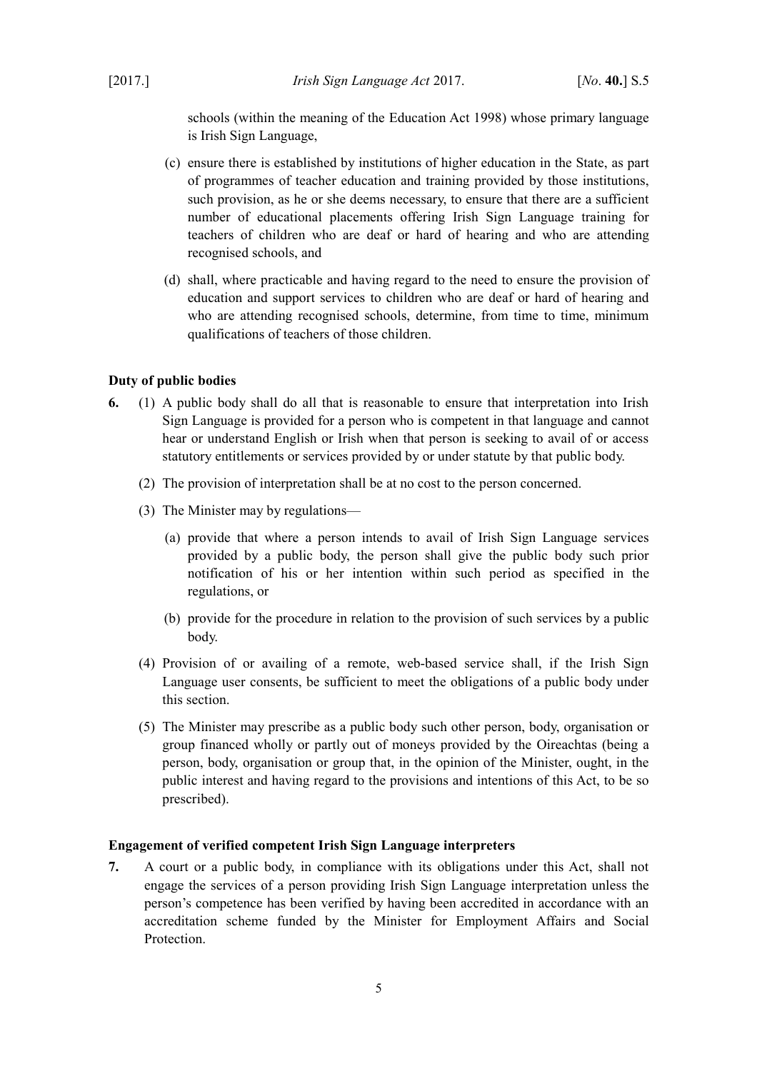schools (within the meaning of the Education Act 1998) whose primary language is Irish Sign Language,

(c) ensure there is established by institutions of higher education in the State, as part of programmes of teacher education and training provided by those institutions, such provision, as he or she deems necessary, to ensure that there are a sufficient number of educational placements offering Irish Sign Language training for teachers of children who are deaf or hard of hearing and who are attending recognised schools, and

(d) shall, where practicable and having regard to the need to ensure the provision of education and support services to children who are deaf or hard of hearing and who are attending recognised schools, determine, from time to time, minimum qualifications of teachers of those children.

**Duty of public bodies**

**6.** (1) A public body shall do all that is reasonable to ensure that interpretation into Irish Sign Language is provided for a person who is competent in that language and cannot hear or understand English or Irish when that person is seeking to avail of or access statutory entitlements or services provided by or under statute by that public body.

(2) The provision of interpretation shall be at no cost to the person concerned.

(3) The Minister may by regulations—

(a) provide that where a person intends to avail of Irish Sign Language services provided by a public body, the person shall give the public body such prior notification of his or her intention within such period as specified in the regulations, or

(b) provide for the procedure in relation to the provision of such services by a public body.

(4) Provision of or availing of a remote, web-based service shall, if the Irish Sign Language user consents, be sufficient to meet the obligations of a public body under this section.

(5) The Minister may prescribe as a public body such other person, body, organisation or group financed wholly or partly out of moneys provided by the Oireachtas (being a person, body, organisation or group that, in the opinion of the Minister, ought, in the public interest and having regard to the provisions and intentions of this Act, to be so prescribed).

**Engagement of verified competent Irish Sign Language interpreters**

**7.** A court or a public body, in compliance with its obligations under this Act, shall not engage the services of a person providing Irish Sign Language interpretation unless the person's competence has been verified by having been accredited in accordance with an accreditation scheme funded by the Minister for Employment Affairs and Social Protection.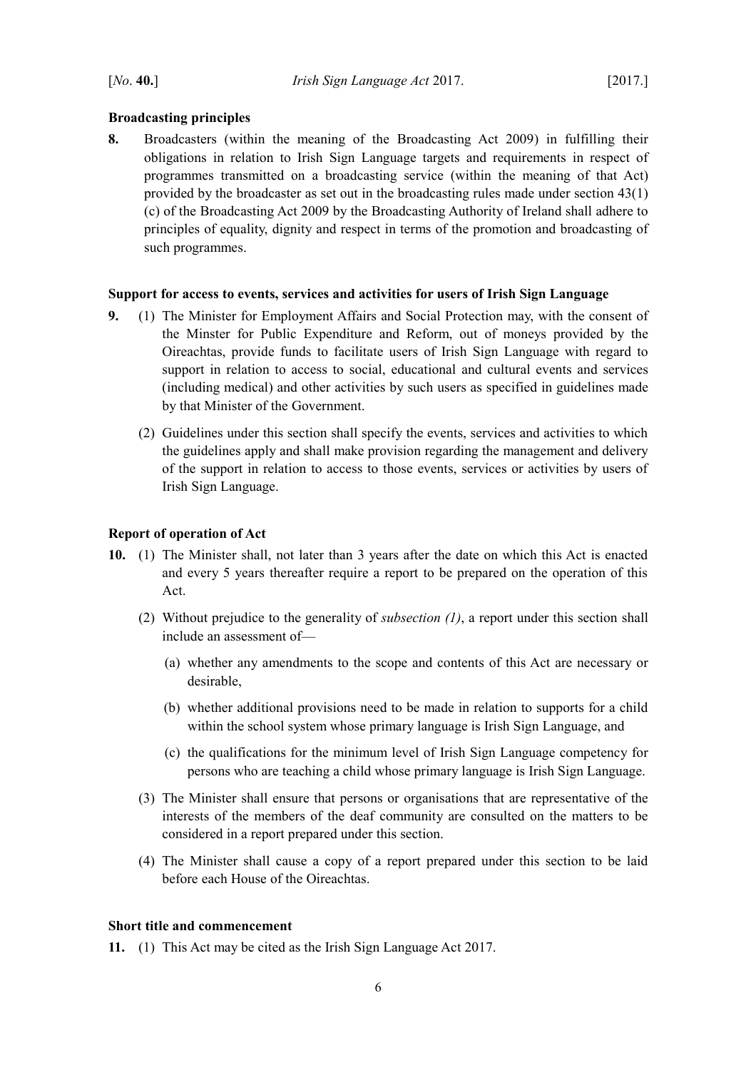**Broadcasting principles**

**8.** Broadcasters (within the meaning of the Broadcasting Act 2009) in fulfilling their obligations in relation to Irish Sign Language targets and requirements in respect of programmes transmitted on a broadcasting service (within the meaning of that Act) provided by the broadcaster as set out in the broadcasting rules made under section 43(1)(c) of the Broadcasting Act 2009 by the Broadcasting Authority of Ireland shall adhere to principles of equality, dignity and respect in terms of the promotion and broadcasting of such programmes.

**Support for access to events, services and activities for users of Irish Sign Language**

**9.** (1) The Minister for Employment Affairs and Social Protection may, with the consent of the Minster for Public Expenditure and Reform, out of moneys provided by the Oireachtas, provide funds to facilitate users of Irish Sign Language with regard to support in relation to access to social, educational and cultural events and services (including medical) and other activities by such users as specified in guidelines made by that Minister of the Government.

(2) Guidelines under this section shall specify the events, services and activities to which the guidelines apply and shall make provision regarding the management and delivery of the support in relation to access to those events, services or activities by users of Irish Sign Language.

**Report of operation of Act**

**10.** (1) The Minister shall, not later than 3 years after the date on which this Act is enacted and every 5 years thereafter require a report to be prepared on the operation of this Act.

(2) Without prejudice to the generality of *subsection (1)*, a report under this section shall include an assessment of—

(a) whether any amendments to the scope and contents of this Act are necessary or desirable,

(b) whether additional provisions need to be made in relation to supports for a child within the school system whose primary language is Irish Sign Language, and

(c) the qualifications for the minimum level of Irish Sign Language competency for persons who are teaching a child whose primary language is Irish Sign Language.

(3) The Minister shall ensure that persons or organisations that are representative of the interests of the members of the deaf community are consulted on the matters to be considered in a report prepared under this section.

(4) The Minister shall cause a copy of a report prepared under this section to be laid before each House of the Oireachtas.

**Short title and commencement**

**11.** (1) This Act may be cited as the Irish Sign Language Act 2017.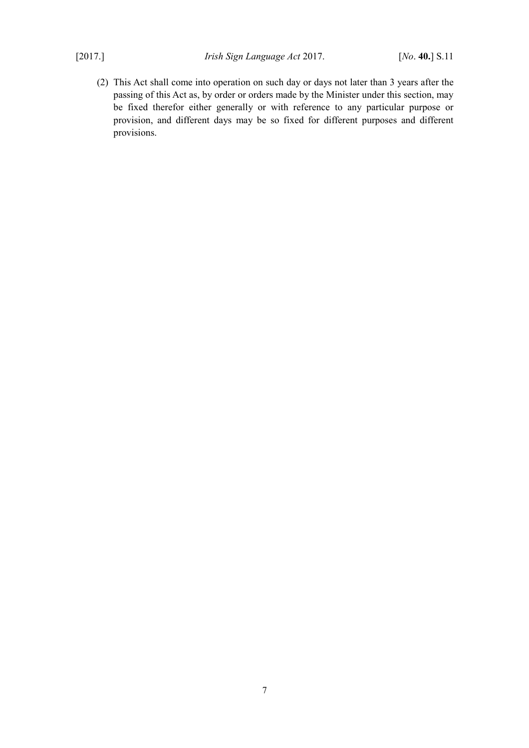(2) This Act shall come into operation on such day or days not later than 3 years after the passing of this Act as, by order or orders made by the Minister under this section, may be fixed therefor either generally or with reference to any particular purpose or provision, and different days may be so fixed for different purposes and different provisions.